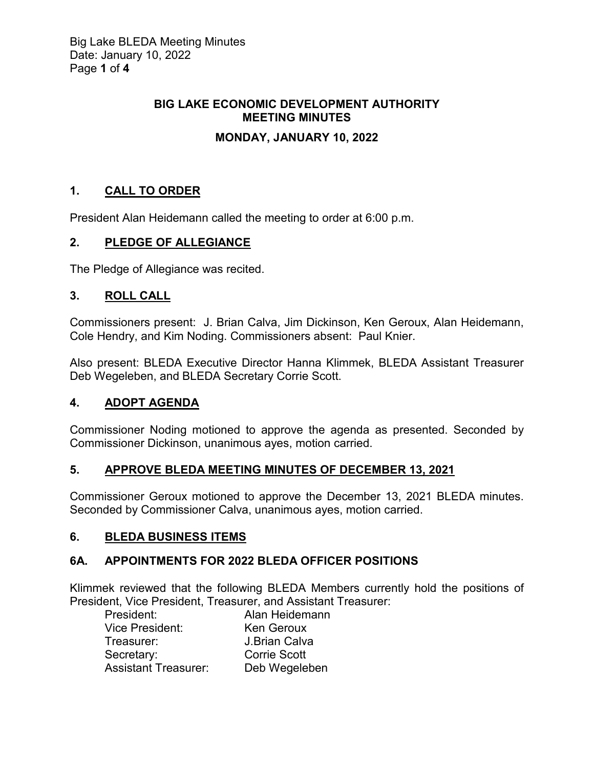# BIG LAKE ECONOMIC DEVELOPMENT AUTHORITY MEETING MINUTES

## MONDAY, JANUARY 10, 2022

## 1. CALL TO ORDER

President Alan Heidemann called the meeting to order at 6:00 p.m.

## 2. PLEDGE OF ALLEGIANCE

The Pledge of Allegiance was recited.

## 3. ROLL CALL

Commissioners present: J. Brian Calva, Jim Dickinson, Ken Geroux, Alan Heidemann, Cole Hendry, and Kim Noding. Commissioners absent: Paul Knier.

Also present: BLEDA Executive Director Hanna Klimmek, BLEDA Assistant Treasurer Deb Wegeleben, and BLEDA Secretary Corrie Scott.

## 4. ADOPT AGENDA

Commissioner Noding motioned to approve the agenda as presented. Seconded by Commissioner Dickinson, unanimous ayes, motion carried.

## 5. APPROVE BLEDA MEETING MINUTES OF DECEMBER 13, 2021

Commissioner Geroux motioned to approve the December 13, 2021 BLEDA minutes. Seconded by Commissioner Calva, unanimous ayes, motion carried.

## 6. BLEDA BUSINESS ITEMS

### 6A. APPOINTMENTS FOR 2022 BLEDA OFFICER POSITIONS

Klimmek reviewed that the following BLEDA Members currently hold the positions of President, Vice President, Treasurer, and Assistant Treasurer:

| | |
|---|---|
| President: | Alan Heidemann |
| Vice President: | Ken Geroux |
| Treasurer: | J.Brian Calva |
| Secretary: | Corrie Scott |
| Assistant Treasurer: | Deb Wegeleben |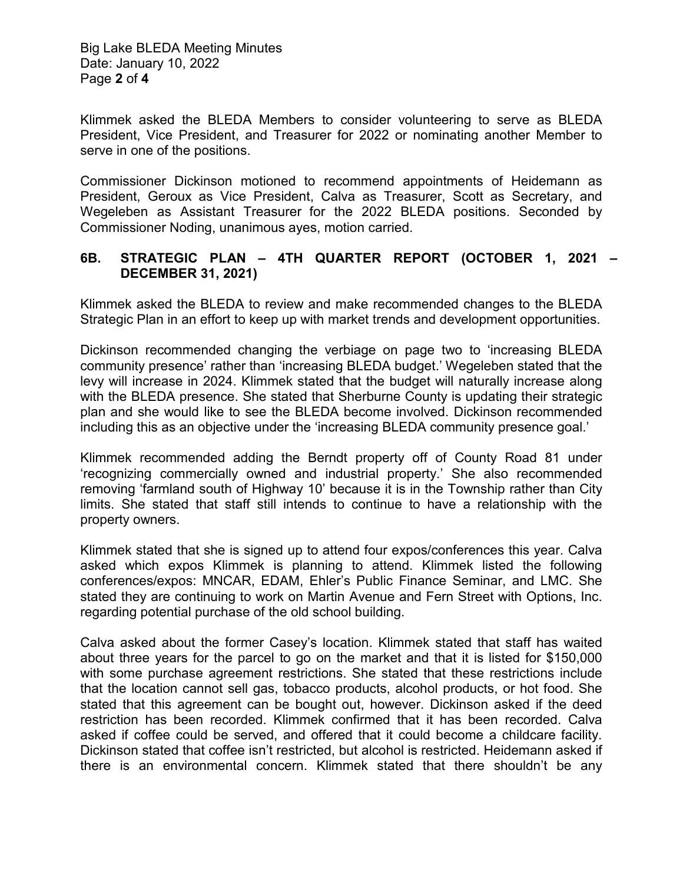Klimmek asked the BLEDA Members to consider volunteering to serve as BLEDA President, Vice President, and Treasurer for 2022 or nominating another Member to serve in one of the positions.

Commissioner Dickinson motioned to recommend appointments of Heidemann as President, Geroux as Vice President, Calva as Treasurer, Scott as Secretary, and Wegeleben as Assistant Treasurer for the 2022 BLEDA positions. Seconded by Commissioner Noding, unanimous ayes, motion carried.

### 6B. STRATEGIC PLAN – 4TH QUARTER REPORT (OCTOBER 1, 2021 – DECEMBER 31, 2021)

Klimmek asked the BLEDA to review and make recommended changes to the BLEDA Strategic Plan in an effort to keep up with market trends and development opportunities.

Dickinson recommended changing the verbiage on page two to 'increasing BLEDA community presence' rather than 'increasing BLEDA budget.' Wegeleben stated that the levy will increase in 2024. Klimmek stated that the budget will naturally increase along with the BLEDA presence. She stated that Sherburne County is updating their strategic plan and she would like to see the BLEDA become involved. Dickinson recommended including this as an objective under the 'increasing BLEDA community presence goal.'

Klimmek recommended adding the Berndt property off of County Road 81 under 'recognizing commercially owned and industrial property.' She also recommended removing 'farmland south of Highway 10' because it is in the Township rather than City limits. She stated that staff still intends to continue to have a relationship with the property owners.

Klimmek stated that she is signed up to attend four expos/conferences this year. Calva asked which expos Klimmek is planning to attend. Klimmek listed the following conferences/expos: MNCAR, EDAM, Ehler's Public Finance Seminar, and LMC. She stated they are continuing to work on Martin Avenue and Fern Street with Options, Inc. regarding potential purchase of the old school building.

Calva asked about the former Casey's location. Klimmek stated that staff has waited about three years for the parcel to go on the market and that it is listed for $150,000 with some purchase agreement restrictions. She stated that these restrictions include that the location cannot sell gas, tobacco products, alcohol products, or hot food. She stated that this agreement can be bought out, however. Dickinson asked if the deed restriction has been recorded. Klimmek confirmed that it has been recorded. Calva asked if coffee could be served, and offered that it could become a childcare facility. Dickinson stated that coffee isn't restricted, but alcohol is restricted. Heidemann asked if there is an environmental concern. Klimmek stated that there shouldn't be any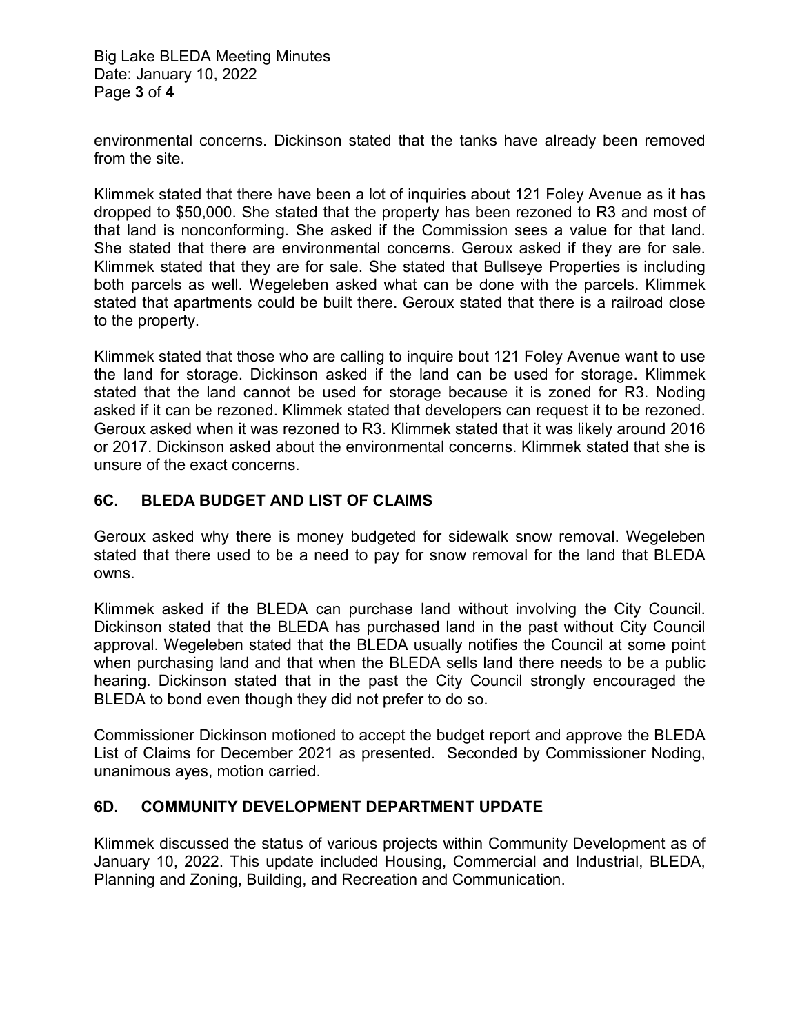environmental concerns. Dickinson stated that the tanks have already been removed from the site.

Klimmek stated that there have been a lot of inquiries about 121 Foley Avenue as it has dropped to $50,000. She stated that the property has been rezoned to R3 and most of that land is nonconforming. She asked if the Commission sees a value for that land. She stated that there are environmental concerns. Geroux asked if they are for sale. Klimmek stated that they are for sale. She stated that Bullseye Properties is including both parcels as well. Wegeleben asked what can be done with the parcels. Klimmek stated that apartments could be built there. Geroux stated that there is a railroad close to the property.

Klimmek stated that those who are calling to inquire bout 121 Foley Avenue want to use the land for storage. Dickinson asked if the land can be used for storage. Klimmek stated that the land cannot be used for storage because it is zoned for R3. Noding asked if it can be rezoned. Klimmek stated that developers can request it to be rezoned. Geroux asked when it was rezoned to R3. Klimmek stated that it was likely around 2016 or 2017. Dickinson asked about the environmental concerns. Klimmek stated that she is unsure of the exact concerns.

## 6C. BLEDA BUDGET AND LIST OF CLAIMS

Geroux asked why there is money budgeted for sidewalk snow removal. Wegeleben stated that there used to be a need to pay for snow removal for the land that BLEDA owns.

Klimmek asked if the BLEDA can purchase land without involving the City Council. Dickinson stated that the BLEDA has purchased land in the past without City Council approval. Wegeleben stated that the BLEDA usually notifies the Council at some point when purchasing land and that when the BLEDA sells land there needs to be a public hearing. Dickinson stated that in the past the City Council strongly encouraged the BLEDA to bond even though they did not prefer to do so.

Commissioner Dickinson motioned to accept the budget report and approve the BLEDA List of Claims for December 2021 as presented. Seconded by Commissioner Noding, unanimous ayes, motion carried.

## 6D. COMMUNITY DEVELOPMENT DEPARTMENT UPDATE

Klimmek discussed the status of various projects within Community Development as of January 10, 2022. This update included Housing, Commercial and Industrial, BLEDA, Planning and Zoning, Building, and Recreation and Communication.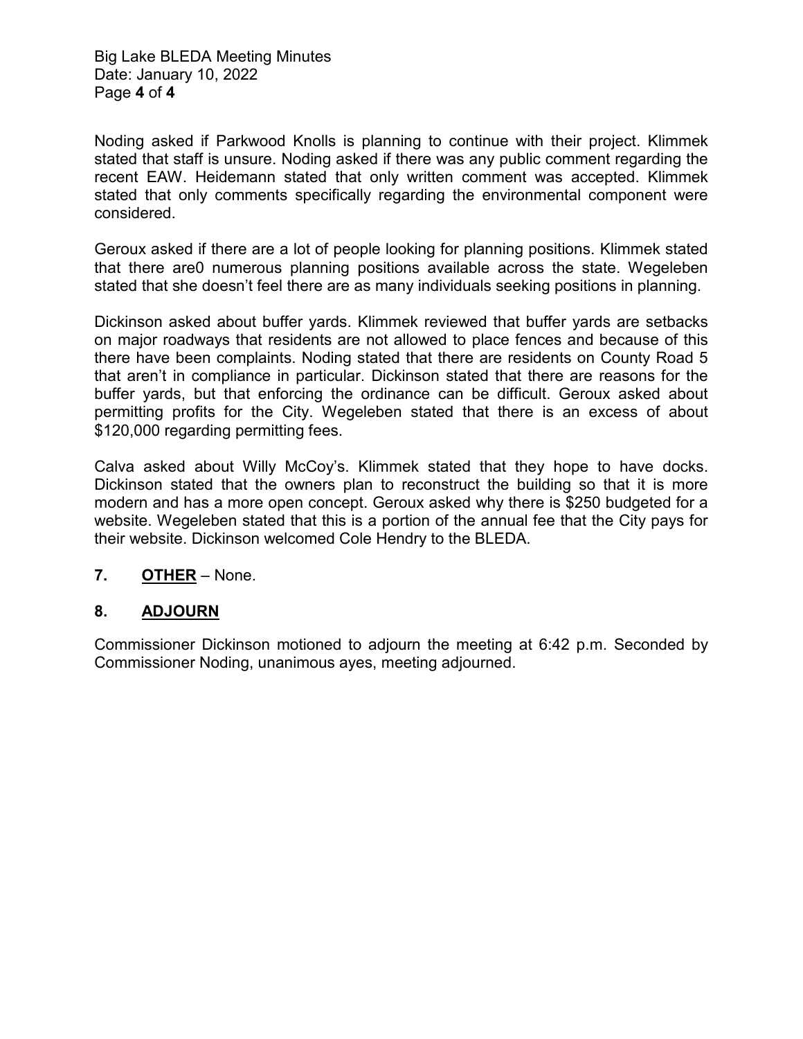Noding asked if Parkwood Knolls is planning to continue with their project. Klimmek stated that staff is unsure. Noding asked if there was any public comment regarding the recent EAW. Heidemann stated that only written comment was accepted. Klimmek stated that only comments specifically regarding the environmental component were considered.

Geroux asked if there are a lot of people looking for planning positions. Klimmek stated that there are0 numerous planning positions available across the state. Wegeleben stated that she doesn't feel there are as many individuals seeking positions in planning.

Dickinson asked about buffer yards. Klimmek reviewed that buffer yards are setbacks on major roadways that residents are not allowed to place fences and because of this there have been complaints. Noding stated that there are residents on County Road 5 that aren't in compliance in particular. Dickinson stated that there are reasons for the buffer yards, but that enforcing the ordinance can be difficult. Geroux asked about permitting profits for the City. Wegeleben stated that there is an excess of about $120,000 regarding permitting fees.

Calva asked about Willy McCoy's. Klimmek stated that they hope to have docks. Dickinson stated that the owners plan to reconstruct the building so that it is more modern and has a more open concept. Geroux asked why there is $250 budgeted for a website. Wegeleben stated that this is a portion of the annual fee that the City pays for their website. Dickinson welcomed Cole Hendry to the BLEDA.

**7. <u>OTHER</u>** – None.

**8. <u>ADJOURN</u>**

Commissioner Dickinson motioned to adjourn the meeting at 6:42 p.m. Seconded by Commissioner Noding, unanimous ayes, meeting adjourned.